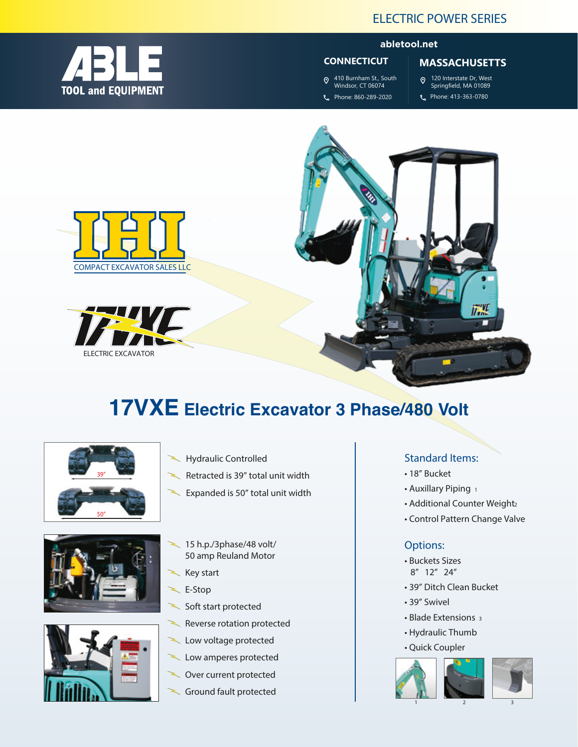ELECTRIC POWER SERIES

**ABLE TOOL and EQUIPMENT**

**abletool.net**

**CONNECTICUT**

410 Burnham St., South Windsor, CT 06074

Phone: 860-289-2020

**MASSACHUSETTS**

120 Interstate Dr, West Springfield, MA 01089

Phone: 413-363-0780

IHI COMPACT EXCAVATOR SALES LLC

17VXE ELECTRIC EXCAVATOR

# 17VXE Electric Excavator 3 Phase/480 Volt

39″

50″

- Hydraulic Controlled
- Retracted is 39″ total unit width
- Expanded is 50″ total unit width

- 15 h.p./3phase/48 volt/ 50 amp Reuland Motor
- Key start
- E-Stop
- Soft start protected
- Reverse rotation protected
- Low voltage protected
- Low amperes protected
- Over current protected
- Ground fault protected

## Standard Items:

- 18″ Bucket
- Auxillary Piping [1]
- Additional Counter Weight[2]
- Control Pattern Change Valve

## Options:

- Buckets Sizes 8″ 12″ 24″
- 39″ Ditch Clean Bucket
- 39″ Swivel
- Blade Extensions [3]
- Hydraulic Thumb
- Quick Coupler

1 2 3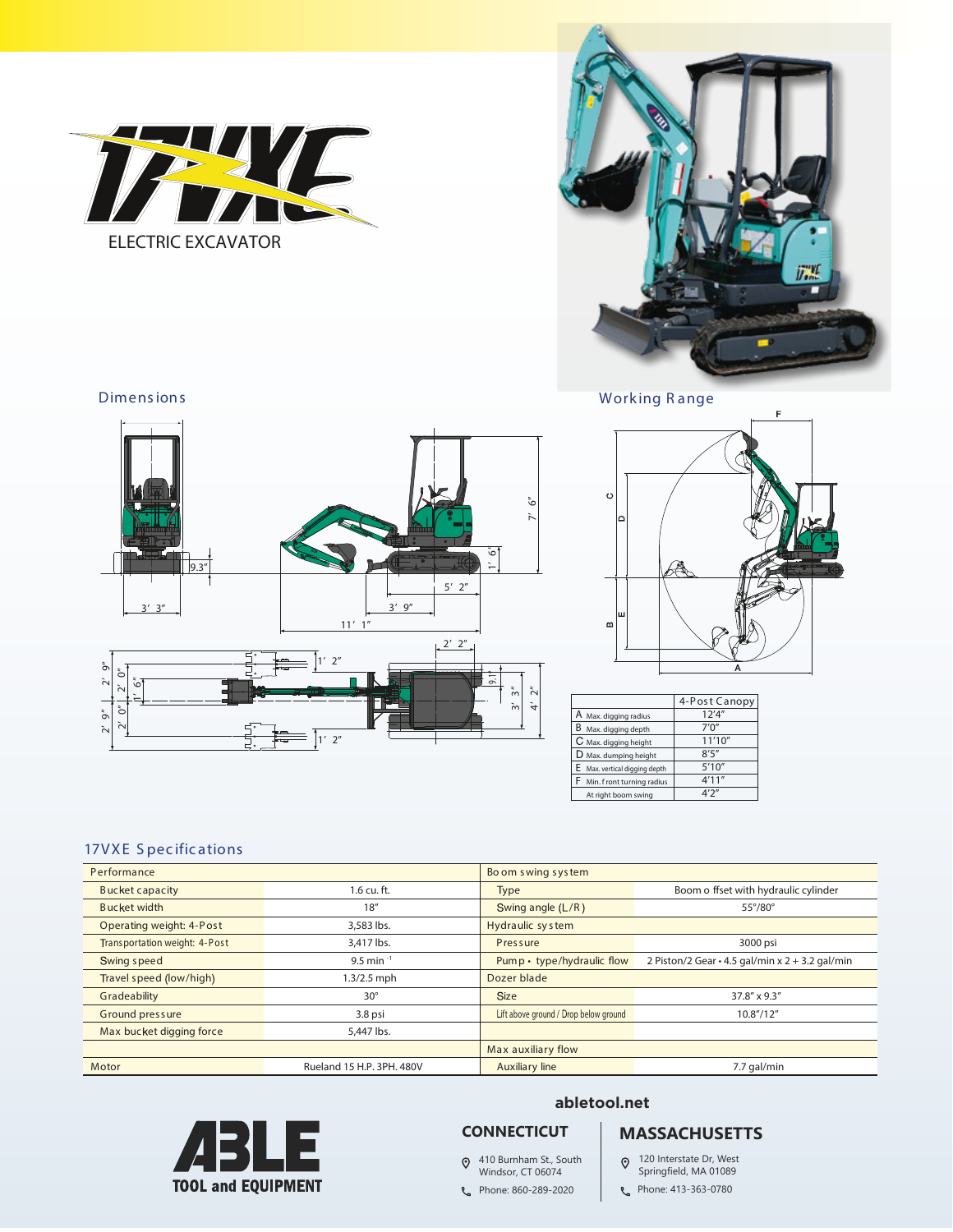# 17VXE

ELECTRIC EXCAVATOR

## Dimensions

9.3"

3' 3"

7' 6"

1' 6"

5' 2"

3' 9"

11' 1"

2' 2"

2' 9"

2' 0"

1' 6"

2' 0"

2' 9"

1' 2"

1' 2"

9.1"

3' 3"

4' 2"

## Working Range

F

C

D

B

E

A

| | 4-Post Canopy |
|---|---|
| A Max. digging radius | 12'4" |
| B Max. digging depth | 7'0" |
| C Max. digging height | 11'10" |
| D Max. dumping height | 8'5" |
| E Max. vertical digging depth | 5'10" |
| F Min. front turning radius | 4'11" |
| At right boom swing | 4'2" |

## 17VXE Specifications

| | | | |
|---|---|---|---|
| Performance | | Boom swing system | |
| Bucket capacity | 1.6 cu. ft. | Type | Boom offset with hydraulic cylinder |
| Bucket width | 18" | Swing angle (L/R) | 55°/80° |
| Operating weight: 4-Post | 3,583 lbs. | Hydraulic system | |
| Transportation weight: 4-Post | 3,417 lbs. | Pressure | 3000 psi |
| Swing speed | 9.5 min⁻¹ | Pump • type/hydraulic flow | 2 Piston/2 Gear • 4.5 gal/min x 2 + 3.2 gal/min |
| Travel speed (low/high) | 1.3/2.5 mph | Dozer blade | |
| Gradeability | 30° | Size | 37.8" x 9.3" |
| Ground pressure | 3.8 psi | Lift above ground / Drop below ground | 10.8"/12" |
| Max bucket digging force | 5,447 lbs. | | |
| | | Max auxiliary flow | |
| Motor | Rueland 15 H.P. 3PH. 480V | Auxiliary line | 7.7 gal/min |

ABLE TOOL and EQUIPMENT

abletool.net

**CONNECTICUT**

410 Burnham St., South Windsor, CT 06074

Phone: 860-289-2020

**MASSACHUSETTS**

120 Interstate Dr, West Springfield, MA 01089

Phone: 413-363-0780